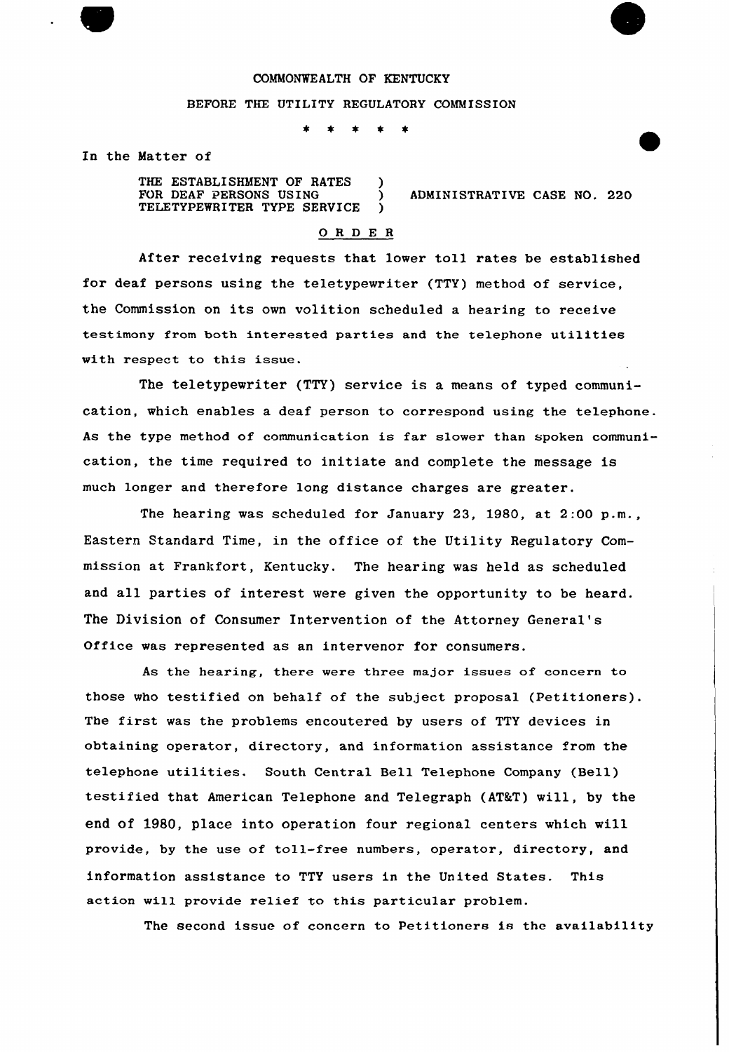COMMONWEALTH OF KENTUCKY

BEFORE THE UTILITY REGULATORY COMMISSION

\* \* \* \* \*

In the Matter of

| | | |
|---|---|---|
| THE ESTABLISHMENT OF RATES FOR DEAF PERSONS USING TELETYPEWRITER TYPE SERVICE | ) ) ) | ADMINISTRATIVE CASE NO. 220 |

## O R D E R

After receiving requests that lower toll rates be established for deaf persons using the teletypewriter (TTY) method of service, the Commission on its own volition scheduled a hearing to receive testimony from both interested parties and the telephone utilities with respect to this issue.

The teletypewriter (TTY) service is a means of typed communication, which enables a deaf person to correspond using the telephone. As the type method of communication is far slower than spoken communication, the time required to initiate and complete the message is much longer and therefore long distance charges are greater.

The hearing was scheduled for January 23, 1980, at 2:00 p.m., Eastern Standard Time, in the office of the Utility Regulatory Commission at Frankfort, Kentucky. The hearing was held as scheduled and all parties of interest were given the opportunity to be heard. The Division of Consumer Intervention of the Attorney General's Office was represented as an intervenor for consumers.

As the hearing, there were three major issues of concern to those who testified on behalf of the subject proposal (Petitioners). The first was the problems encoutered by users of TTY devices in obtaining operator, directory, and information assistance from the telephone utilities. South Central Bell Telephone Company (Bell) testified that American Telephone and Telegraph (AT&T) will, by the end of 1980, place into operation four regional centers which will provide, by the use of toll-free numbers, operator, directory, and information assistance to TTY users in the United States. This action will provide relief to this particular problem.

The second issue of concern to Petitioners is the availability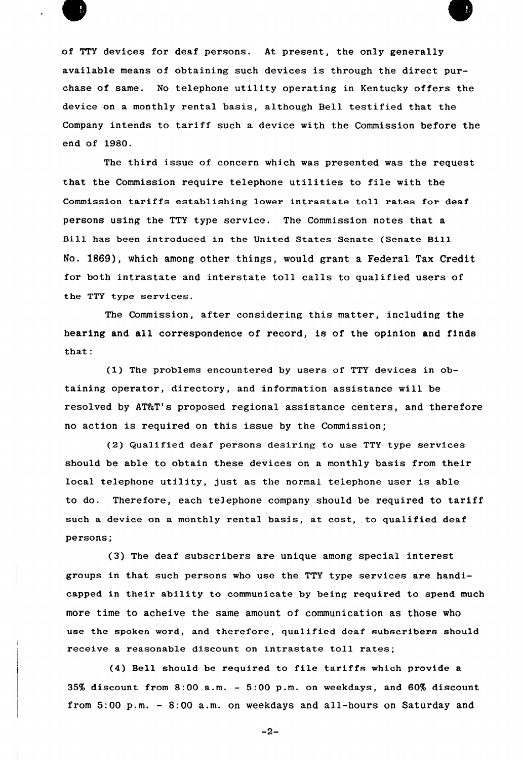of TTY devices for deaf persons. At present, the only generally available means of obtaining such devices is through the direct purchase of same. No telephone utility operating in Kentucky offers the device on a monthly rental basis, although Bell testified that the Company intends to tariff such a device with the Commission before the end of 1980.

The third issue of concern which was presented was the request that the Commission require telephone utilities to file with the Commission tariffs establishing lower intrastate toll rates for deaf persons using the TTY type service. The Commission notes that a Bill has been introduced in the United States Senate (Senate Bill No. 1869), which among other things, would grant a Federal Tax Credit for both intrastate and interstate toll calls to qualified users of the TTY type services.

The Commission, after considering this matter, including the hearing and all correspondence of record, is of the opinion and finds that:

(1) The problems encountered by users of TTY devices in obtaining operator, directory, and information assistance will be resolved by AT&T's proposed regional assistance centers, and therefore no action is required on this issue by the Commission;

(2) Qualified deaf persons desiring to use TTY type services should be able to obtain these devices on a monthly basis from their local telephone utility, just as the normal telephone user is able to do. Therefore, each telephone company should be required to tariff such a device on a monthly rental basis, at cost, to qualified deaf persons;

(3) The deaf subscribers are unique among special interest groups in that such persons who use the TTY type services are handicapped in their ability to communicate by being required to spend much more time to acheive the same amount of communication as those who use the spoken word, and therefore, qualified deaf subscribers should receive a reasonable discount on intrastate toll rates;

(4) Bell should be required to file tariffs which provide a 35% discount from 8:00 a.m. - 5:00 p.m. on weekdays, and 60% discount from 5:00 p.m. - 8:00 a.m. on weekdays and all-hours on Saturday and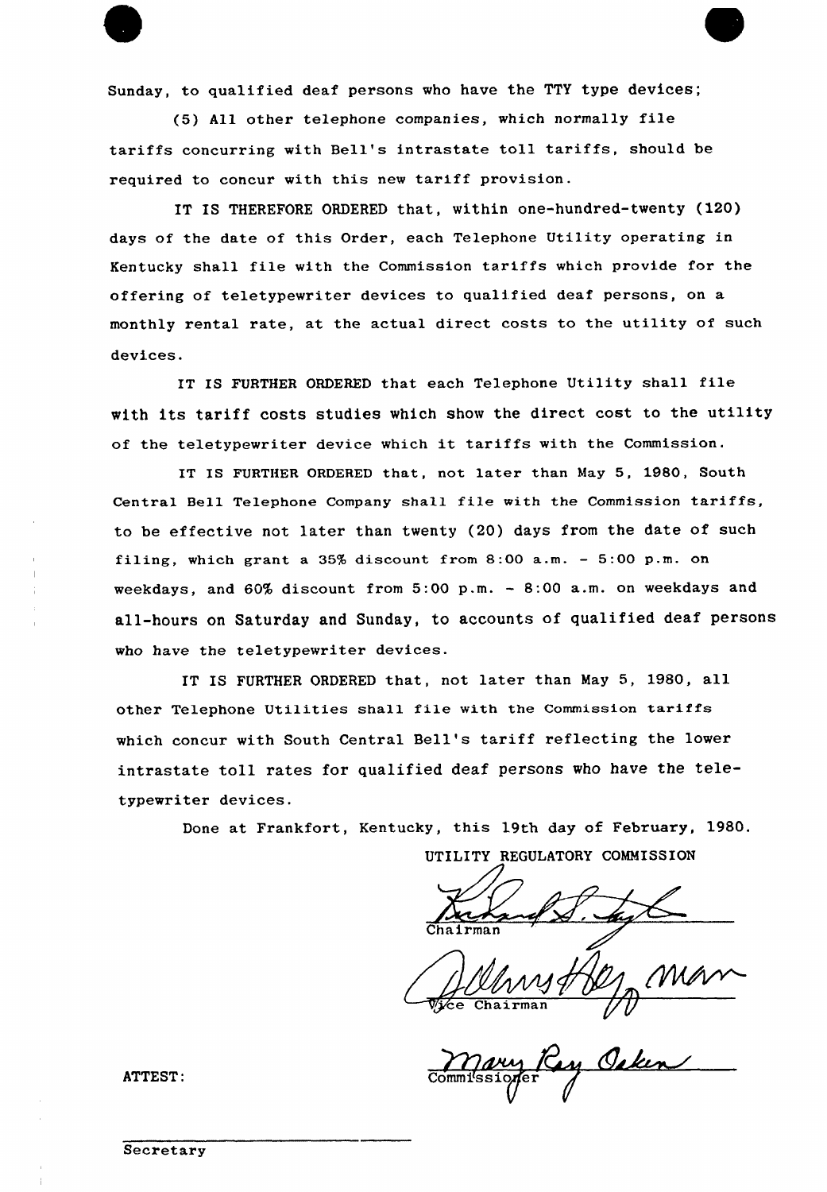Sunday, to qualified deaf persons who have the TTY type devices;

(5) All other telephone companies, which normally file tariffs concurring with Bell's intrastate toll tariffs, should be required to concur with this new tariff provision.

IT IS THEREFORE ORDERED that, within one-hundred-twenty (120) days of the date of this Order, each Telephone Utility operating in Kentucky shall file with the Commission tariffs which provide for the offering of teletypewriter devices to qualified deaf persons, on a monthly rental rate, at the actual direct costs to the utility of such devices.

IT IS FURTHER ORDERED that each Telephone Utility shall file with its tariff costs studies which show the direct cost to the utility of the teletypewriter device which it tariffs with the Commission.

IT IS FURTHER ORDERED that, not later than May 5, 1980, South Central Bell Telephone Company shall file with the Commission tariffs, to be effective not later than twenty (20) days from the date of such filing, which grant a 35% discount from 8:00 a.m. - 5:00 p.m. on weekdays, and 60% discount from 5:00 p.m. - 8:00 a.m. on weekdays and all-hours on Saturday and Sunday, to accounts of qualified deaf persons who have the teletypewriter devices.

IT IS FURTHER ORDERED that, not later than May 5, 1980, all other Telephone Utilities shall file with the Commission tariffs which concur with South Central Bell's tariff reflecting the lower intrastate toll rates for qualified deaf persons who have the teletypewriter devices.

Done at Frankfort, Kentucky, this 19th day of February, 1980.

UTILITY REGULATORY COMMISSION

Chairman

Vice Chairman

Commissioner

ATTEST:

Secretary